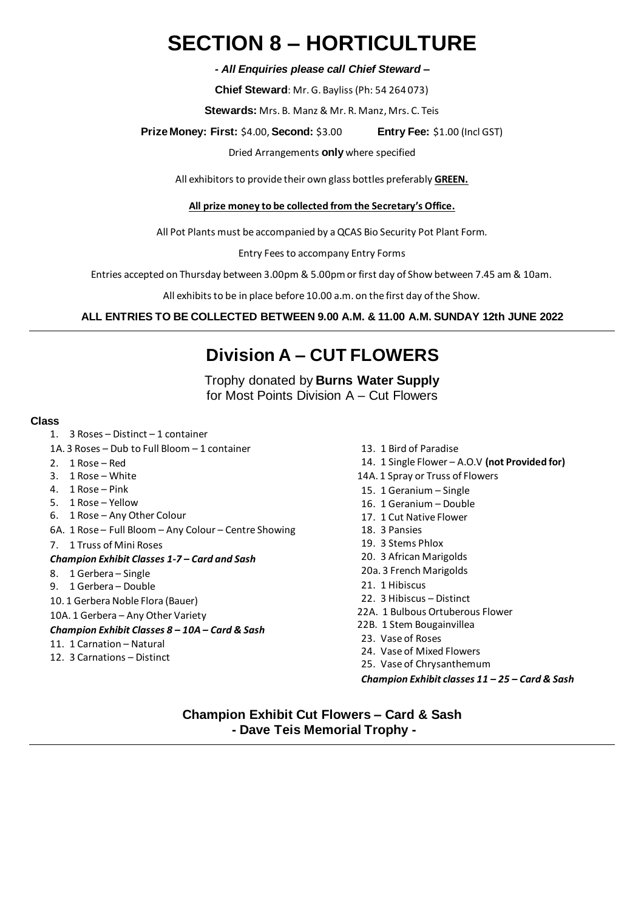# SECTION 8 – HORTICULTURE

***- All Enquiries please call Chief Steward –***

**Chief Steward**: Mr. G. Bayliss (Ph: 54 264 073)

**Stewards:** Mrs. B. Manz & Mr. R. Manz, Mrs. C. Teis

**Prize Money: First:** $4.00, **Second:** $3.00 **Entry Fee:** $1.00 (Incl GST)

Dried Arrangements **only** where specified

All exhibitors to provide their own glass bottles preferably **GREEN.**

**All prize money to be collected from the Secretary's Office.**

All Pot Plants must be accompanied by a QCAS Bio Security Pot Plant Form.

Entry Fees to accompany Entry Forms

Entries accepted on Thursday between 3.00pm & 5.00pm or first day of Show between 7.45 am & 10am.

All exhibits to be in place before 10.00 a.m. on the first day of the Show.

**ALL ENTRIES TO BE COLLECTED BETWEEN 9.00 A.M. & 11.00 A.M. SUNDAY 12th JUNE 2022**

## Division A – CUT FLOWERS

Trophy donated by **Burns Water Supply**
for Most Points Division A – Cut Flowers

**Class**

1. 3 Roses – Distinct – 1 container
1A. 3 Roses – Dub to Full Bloom – 1 container
2. 1 Rose – Red
3. 1 Rose – White
4. 1 Rose – Pink
5. 1 Rose – Yellow
6. 1 Rose – Any Other Colour
6A. 1 Rose – Full Bloom – Any Colour – Centre Showing
7. 1 Truss of Mini Roses

***Champion Exhibit Classes 1-7 – Card and Sash***

8. 1 Gerbera – Single
9. 1 Gerbera – Double
10. 1 Gerbera Noble Flora (Bauer)
10A. 1 Gerbera – Any Other Variety

***Champion Exhibit Classes 8 – 10A – Card & Sash***

11. 1 Carnation – Natural
12. 3 Carnations – Distinct
13. 1 Bird of Paradise
14. 1 Single Flower – A.O.V **(not Provided for)**
14A. 1 Spray or Truss of Flowers
15. 1 Geranium – Single
16. 1 Geranium – Double
17. 1 Cut Native Flower
18. 3 Pansies
19. 3 Stems Phlox
20. 3 African Marigolds
20a. 3 French Marigolds
21. 1 Hibiscus
22. 3 Hibiscus – Distinct
22A. 1 Bulbous Ortuberous Flower
22B. 1 Stem Bougainvillea
23. Vase of Roses
24. Vase of Mixed Flowers
25. Vase of Chrysanthemum

***Champion Exhibit classes 11 – 25 – Card & Sash***

**Champion Exhibit Cut Flowers – Card & Sash**
**- Dave Teis Memorial Trophy -**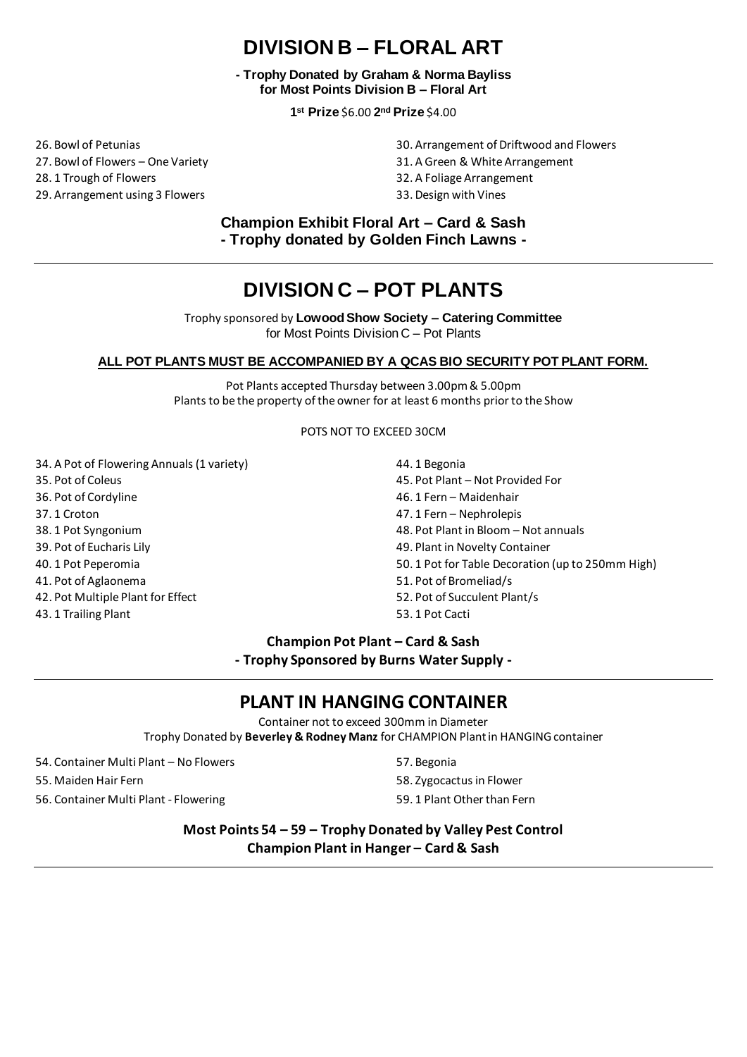# DIVISION B – FLORAL ART

**- Trophy Donated by Graham & Norma Bayliss for Most Points Division B – Floral Art**

**1st Prize** $6.00 **2nd Prize** $4.00

26. Bowl of Petunias
27. Bowl of Flowers – One Variety
28. 1 Trough of Flowers
29. Arrangement using 3 Flowers
30. Arrangement of Driftwood and Flowers
31. A Green & White Arrangement
32. A Foliage Arrangement
33. Design with Vines

**Champion Exhibit Floral Art – Card & Sash**
**- Trophy donated by Golden Finch Lawns -**

---

# DIVISION C – POT PLANTS

Trophy sponsored by **Lowood Show Society – Catering Committee** for Most Points Division C – Pot Plants

**ALL POT PLANTS MUST BE ACCOMPANIED BY A QCAS BIO SECURITY POT PLANT FORM.**

Pot Plants accepted Thursday between 3.00pm & 5.00pm
Plants to be the property of the owner for at least 6 months prior to the Show

POTS NOT TO EXCEED 30CM

34. A Pot of Flowering Annuals (1 variety)
35. Pot of Coleus
36. Pot of Cordyline
37. 1 Croton
38. 1 Pot Syngonium
39. Pot of Eucharis Lily
40. 1 Pot Peperomia
41. Pot of Aglaonema
42. Pot Multiple Plant for Effect
43. 1 Trailing Plant
44. 1 Begonia
45. Pot Plant – Not Provided For
46. 1 Fern – Maidenhair
47. 1 Fern – Nephrolepis
48. Pot Plant in Bloom – Not annuals
49. Plant in Novelty Container
50. 1 Pot for Table Decoration (up to 250mm High)
51. Pot of Bromeliad/s
52. Pot of Succulent Plant/s
53. 1 Pot Cacti

**Champion Pot Plant – Card & Sash**
**- Trophy Sponsored by Burns Water Supply -**

---

## PLANT IN HANGING CONTAINER

Container not to exceed 300mm in Diameter
Trophy Donated by **Beverley & Rodney Manz** for CHAMPION Plant in HANGING container

54. Container Multi Plant – No Flowers
55. Maiden Hair Fern
56. Container Multi Plant - Flowering
57. Begonia
58. Zygocactus in Flower
59. 1 Plant Other than Fern

**Most Points 54 – 59 – Trophy Donated by Valley Pest Control**
**Champion Plant in Hanger – Card & Sash**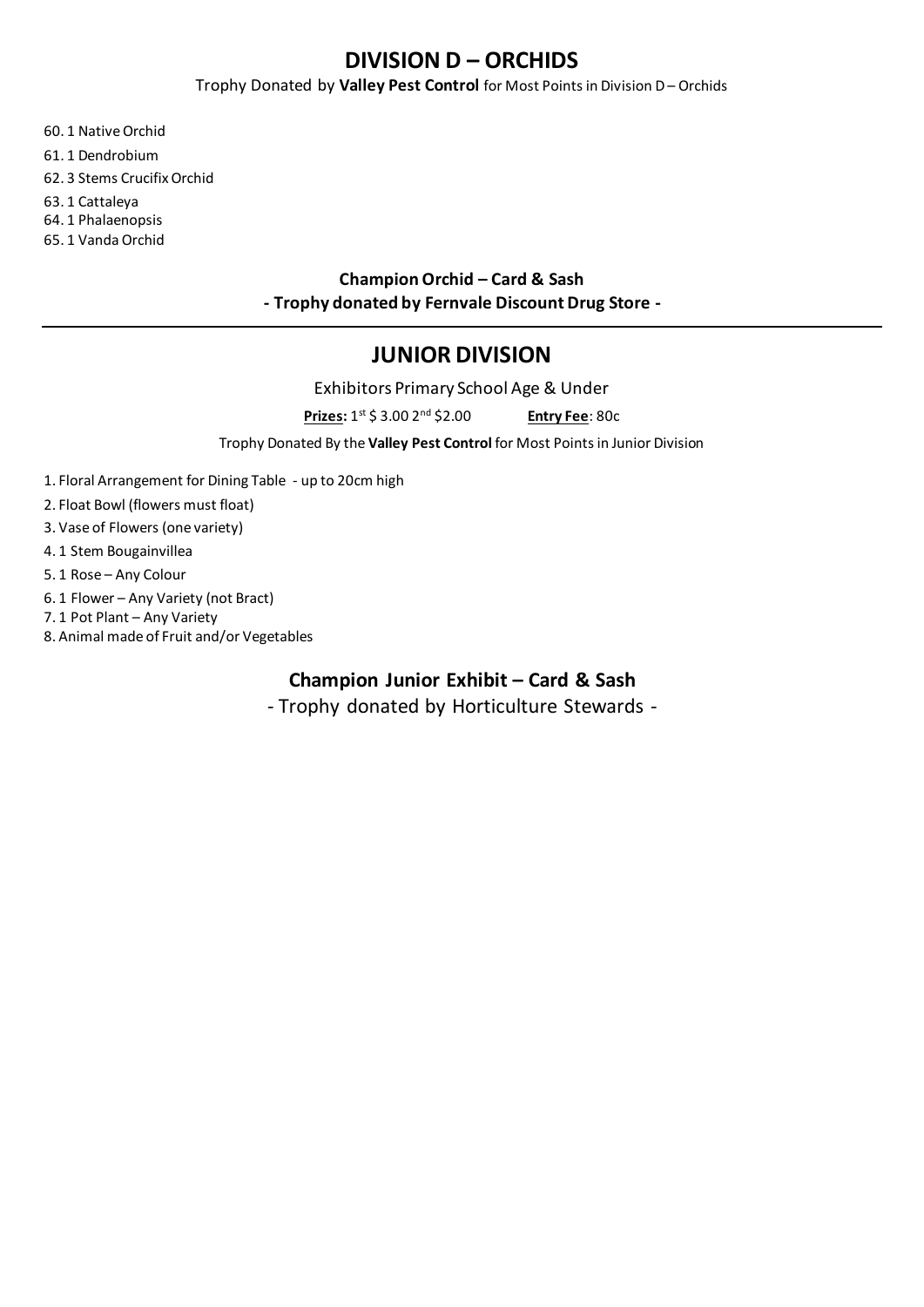## DIVISION D – ORCHIDS

Trophy Donated by **Valley Pest Control** for Most Points in Division D – Orchids

60. 1 Native Orchid
61. 1 Dendrobium
62. 3 Stems Crucifix Orchid
63. 1 Cattaleya
64. 1 Phalaenopsis
65. 1 Vanda Orchid

**Champion Orchid – Card & Sash**

**- Trophy donated by Fernvale Discount Drug Store -**

---

## JUNIOR DIVISION

Exhibitors Primary School Age & Under

**Prizes:** 1st $ 3.00 2nd $2.00 **Entry Fee**: 80c

Trophy Donated By the **Valley Pest Control** for Most Points in Junior Division

1. Floral Arrangement for Dining Table - up to 20cm high
2. Float Bowl (flowers must float)
3. Vase of Flowers (one variety)
4. 1 Stem Bougainvillea
5. 1 Rose – Any Colour
6. 1 Flower – Any Variety (not Bract)
7. 1 Pot Plant – Any Variety
8. Animal made of Fruit and/or Vegetables

**Champion Junior Exhibit – Card & Sash**

- Trophy donated by Horticulture Stewards -